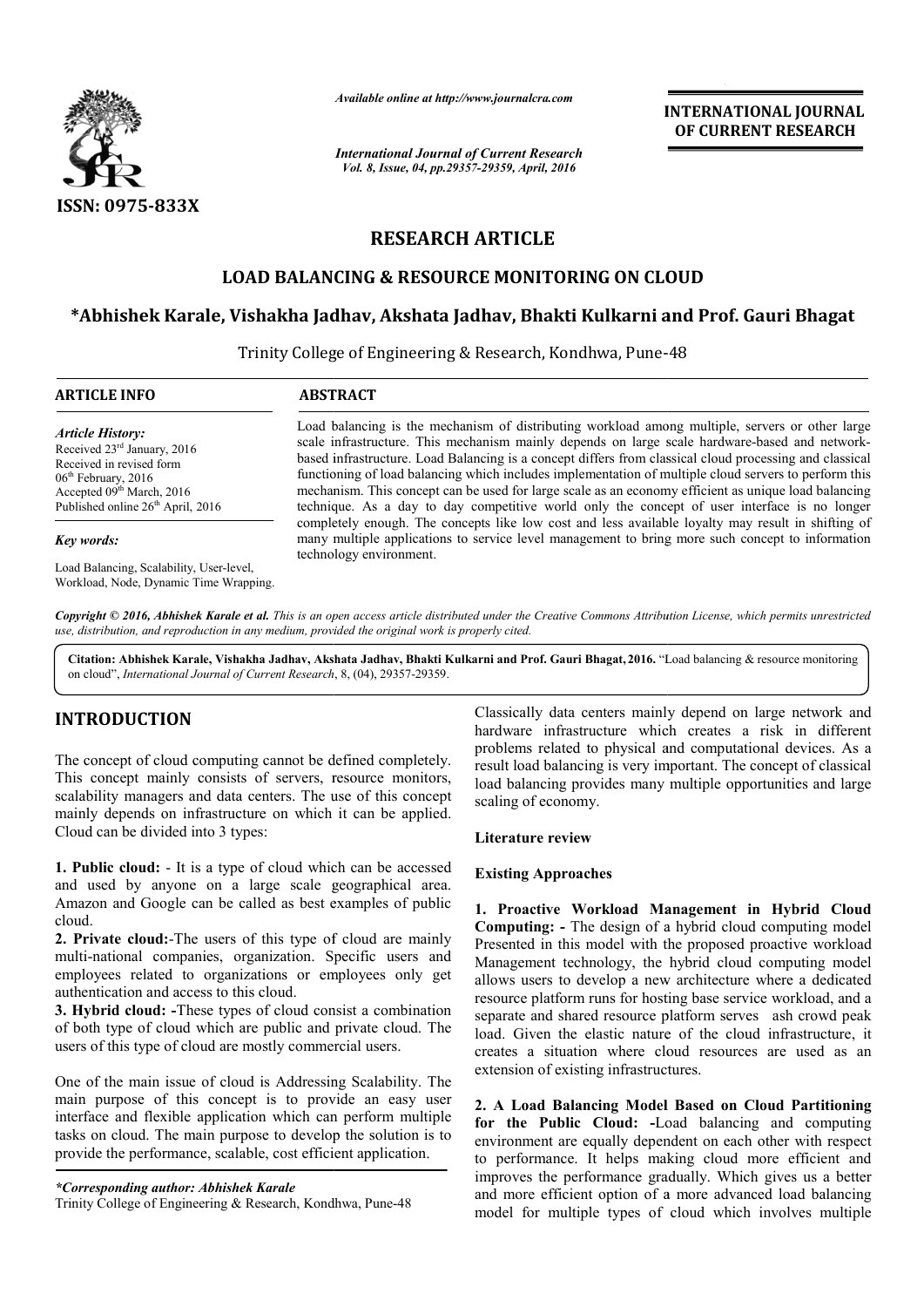# RESEARCH ARTICLE

## LOAD BALANCING & RESOURCE MONITORING ON CLOUD

**\*Abhishek Karale, Vishakha Jadhav, Akshata Jadhav, Bhakti Kulkarni and Prof. Gauri Bhagat**

Trinity College of Engineering & Research, Kondhwa, Pune-48

**ARTICLE INFO**

*Article History:*

Received 23[rd] January, 2016
Received in revised form
06[th] February, 2016
Accepted 09[th] March, 2016
Published online 26[th] April, 2016

*Key words:*

Load Balancing, Scalability, User-level, Workload, Node, Dynamic Time Wrapping.

**ABSTRACT**

Load balancing is the mechanism of distributing workload among multiple, servers or other large scale infrastructure. This mechanism mainly depends on large scale hardware-based and network-based infrastructure. Load Balancing is a concept differs from classical cloud processing and classical functioning of load balancing which includes implementation of multiple cloud servers to perform this mechanism. This concept can be used for large scale as an economy efficient as unique load balancing technique. As a day to day competitive world only the concept of user interface is no longer completely enough. The concepts like low cost and less available loyalty may result in shifting of many multiple applications to service level management to bring more such concept to information technology environment.

*Copyright © 2016, Abhishek Karale et al. This is an open access article distributed under the Creative Commons Attribution License, which permits unrestricted use, distribution, and reproduction in any medium, provided the original work is properly cited.*

**Citation: Abhishek Karale, Vishakha Jadhav, Akshata Jadhav, Bhakti Kulkarni and Prof. Gauri Bhagat, 2016.** "Load balancing & resource monitoring on cloud", *International Journal of Current Research*, 8, (04), 29357-29359.

## INTRODUCTION

The concept of cloud computing cannot be defined completely. This concept mainly consists of servers, resource monitors, scalability managers and data centers. The use of this concept mainly depends on infrastructure on which it can be applied. Cloud can be divided into 3 types:

**1. Public cloud:** - It is a type of cloud which can be accessed and used by anyone on a large scale geographical area. Amazon and Google can be called as best examples of public cloud.

**2. Private cloud:**-The users of this type of cloud are mainly multi-national companies, organization. Specific users and employees related to organizations or employees only get authentication and access to this cloud.

**3. Hybrid cloud: -**These types of cloud consist a combination of both type of cloud which are public and private cloud. The users of this type of cloud are mostly commercial users.

One of the main issue of cloud is Addressing Scalability. The main purpose of this concept is to provide an easy user interface and flexible application which can perform multiple tasks on cloud. The main purpose to develop the solution is to provide the performance, scalable, cost efficient application.

*\*Corresponding author: Abhishek Karale*
Trinity College of Engineering & Research, Kondhwa, Pune-48

Classically data centers mainly depend on large network and hardware infrastructure which creates a risk in different problems related to physical and computational devices. As a result load balancing is very important. The concept of classical load balancing provides many multiple opportunities and large scaling of economy.

### Literature review

### Existing Approaches

**1. Proactive Workload Management in Hybrid Cloud Computing: -** The design of a hybrid cloud computing model Presented in this model with the proposed proactive workload Management technology, the hybrid cloud computing model allows users to develop a new architecture where a dedicated resource platform runs for hosting base service workload, and a separate and shared resource platform serves ash crowd peak load. Given the elastic nature of the cloud infrastructure, it creates a situation where cloud resources are used as an extension of existing infrastructures.

**2. A Load Balancing Model Based on Cloud Partitioning for the Public Cloud: -**Load balancing and computing environment are equally dependent on each other with respect to performance. It helps making cloud more efficient and improves the performance gradually. Which gives us a better and more efficient option of a more advanced load balancing model for multiple types of cloud which involves multiple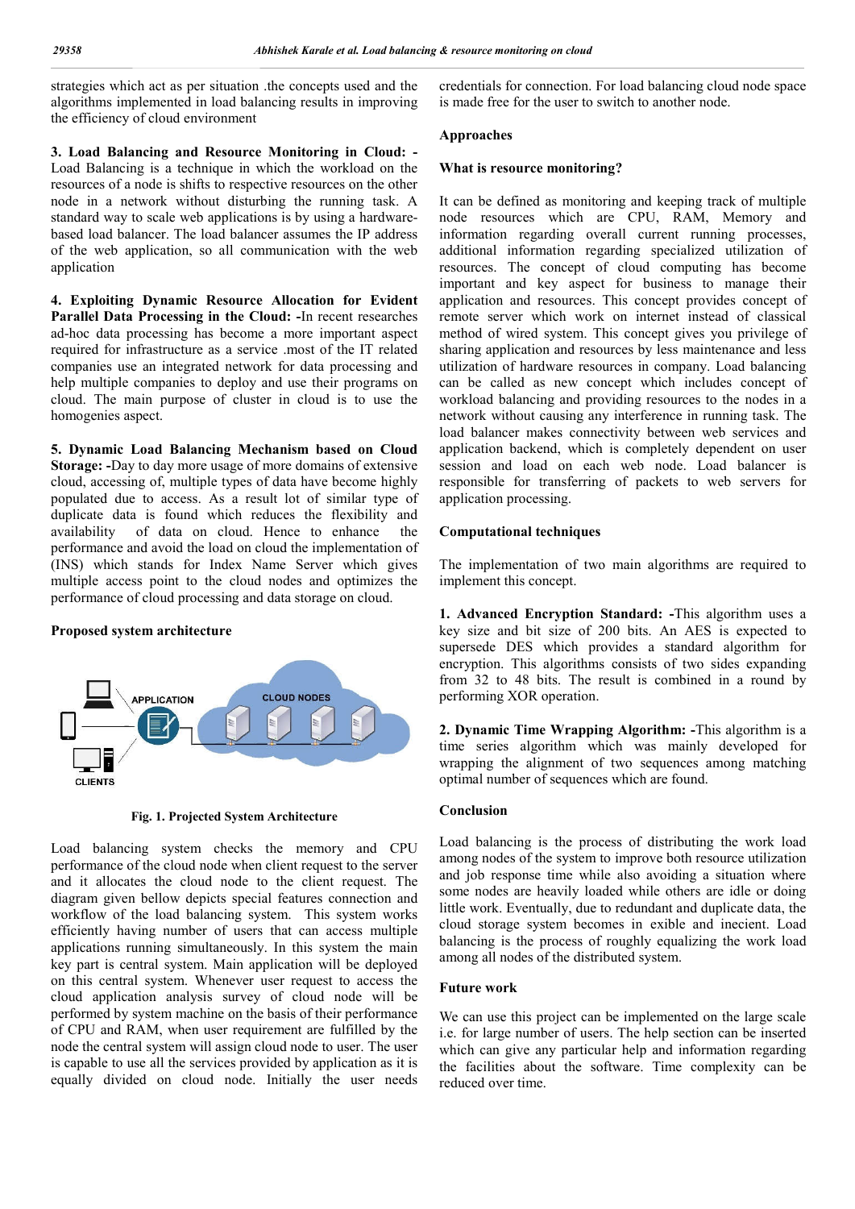strategies which act as per situation .the concepts used and the algorithms implemented in load balancing results in improving the efficiency of cloud environment

**3. Load Balancing and Resource Monitoring in Cloud: -** Load Balancing is a technique in which the workload on the resources of a node is shifts to respective resources on the other node in a network without disturbing the running task. A standard way to scale web applications is by using a hardware-based load balancer. The load balancer assumes the IP address of the web application, so all communication with the web application

**4. Exploiting Dynamic Resource Allocation for Evident Parallel Data Processing in the Cloud: -**In recent researches ad-hoc data processing has become a more important aspect required for infrastructure as a service .most of the IT related companies use an integrated network for data processing and help multiple companies to deploy and use their programs on cloud. The main purpose of cluster in cloud is to use the homogenies aspect.

**5. Dynamic Load Balancing Mechanism based on Cloud Storage: -**Day to day more usage of more domains of extensive cloud, accessing of, multiple types of data have become highly populated due to access. As a result lot of similar type of duplicate data is found which reduces the flexibility and availability of data on cloud. Hence to enhance the performance and avoid the load on cloud the implementation of (INS) which stands for Index Name Server which gives multiple access point to the cloud nodes and optimizes the performance of cloud processing and data storage on cloud.

**Proposed system architecture**

**Fig. 1. Projected System Architecture**

Load balancing system checks the memory and CPU performance of the cloud node when client request to the server and it allocates the cloud node to the client request. The diagram given bellow depicts special features connection and workflow of the load balancing system. This system works efficiently having number of users that can access multiple applications running simultaneously. In this system the main key part is central system. Main application will be deployed on this central system. Whenever user request to access the cloud application analysis survey of cloud node will be performed by system machine on the basis of their performance of CPU and RAM, when user requirement are fulfilled by the node the central system will assign cloud node to user. The user is capable to use all the services provided by application as it is equally divided on cloud node. Initially the user needs credentials for connection. For load balancing cloud node space is made free for the user to switch to another node.

**Approaches**

**What is resource monitoring?**

It can be defined as monitoring and keeping track of multiple node resources which are CPU, RAM, Memory and information regarding overall current running processes, additional information regarding specialized utilization of resources. The concept of cloud computing has become important and key aspect for business to manage their application and resources. This concept provides concept of remote server which work on internet instead of classical method of wired system. This concept gives you privilege of sharing application and resources by less maintenance and less utilization of hardware resources in company. Load balancing can be called as new concept which includes concept of workload balancing and providing resources to the nodes in a network without causing any interference in running task. The load balancer makes connectivity between web services and application backend, which is completely dependent on user session and load on each web node. Load balancer is responsible for transferring of packets to web servers for application processing.

**Computational techniques**

The implementation of two main algorithms are required to implement this concept.

**1. Advanced Encryption Standard: -**This algorithm uses a key size and bit size of 200 bits. An AES is expected to supersede DES which provides a standard algorithm for encryption. This algorithms consists of two sides expanding from 32 to 48 bits. The result is combined in a round by performing XOR operation.

**2. Dynamic Time Wrapping Algorithm: -**This algorithm is a time series algorithm which was mainly developed for wrapping the alignment of two sequences among matching optimal number of sequences which are found.

**Conclusion**

Load balancing is the process of distributing the work load among nodes of the system to improve both resource utilization and job response time while also avoiding a situation where some nodes are heavily loaded while others are idle or doing little work. Eventually, due to redundant and duplicate data, the cloud storage system becomes in exible and inecient. Load balancing is the process of roughly equalizing the work load among all nodes of the distributed system.

**Future work**

We can use this project can be implemented on the large scale i.e. for large number of users. The help section can be inserted which can give any particular help and information regarding the facilities about the software. Time complexity can be reduced over time.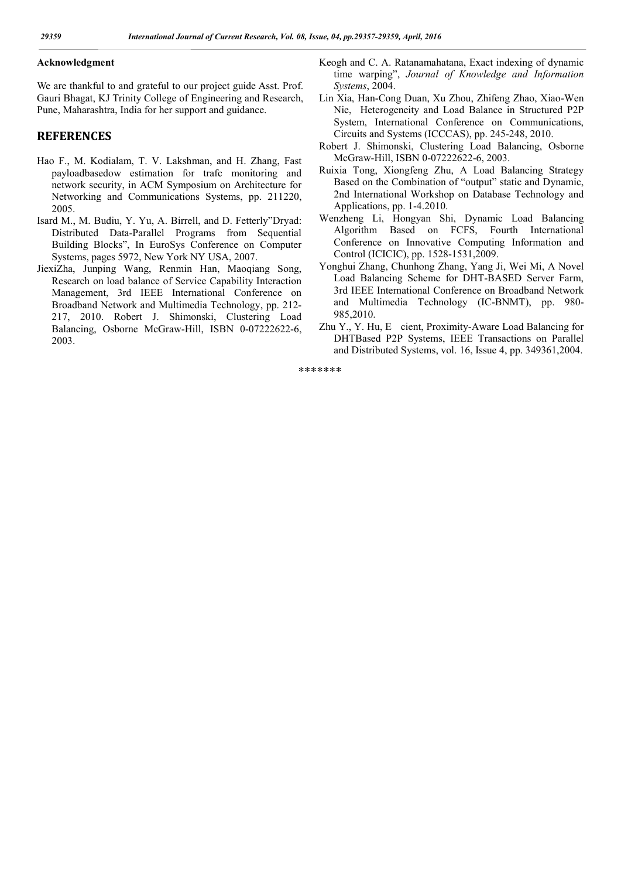### Acknowledgment

We are thankful to and grateful to our project guide Asst. Prof. Gauri Bhagat, KJ Trinity College of Engineering and Research, Pune, Maharashtra, India for her support and guidance.

## REFERENCES

Hao F., M. Kodialam, T. V. Lakshman, and H. Zhang, Fast payloadbasedow estimation for trafc monitoring and network security, in ACM Symposium on Architecture for Networking and Communications Systems, pp. 211220, 2005.

Isard M., M. Budiu, Y. Yu, A. Birrell, and D. Fetterly"Dryad: Distributed Data-Parallel Programs from Sequential Building Blocks", In EuroSys Conference on Computer Systems, pages 5972, New York NY USA, 2007.

JiexiZha, Junping Wang, Renmin Han, Maoqiang Song, Research on load balance of Service Capability Interaction Management, 3rd IEEE International Conference on Broadband Network and Multimedia Technology, pp. 212-217, 2010. Robert J. Shimonski, Clustering Load Balancing, Osborne McGraw-Hill, ISBN 0-07222622-6, 2003.

Keogh and C. A. Ratanamahatana, Exact indexing of dynamic time warping", *Journal of Knowledge and Information Systems*, 2004.

Lin Xia, Han-Cong Duan, Xu Zhou, Zhifeng Zhao, Xiao-Wen Nie, Heterogeneity and Load Balance in Structured P2P System, International Conference on Communications, Circuits and Systems (ICCCAS), pp. 245-248, 2010.

Robert J. Shimonski, Clustering Load Balancing, Osborne McGraw-Hill, ISBN 0-07222622-6, 2003.

Ruixia Tong, Xiongfeng Zhu, A Load Balancing Strategy Based on the Combination of "output" static and Dynamic, 2nd International Workshop on Database Technology and Applications, pp. 1-4.2010.

Wenzheng Li, Hongyan Shi, Dynamic Load Balancing Algorithm Based on FCFS, Fourth International Conference on Innovative Computing Information and Control (ICICIC), pp. 1528-1531,2009.

Yonghui Zhang, Chunhong Zhang, Yang Ji, Wei Mi, A Novel Load Balancing Scheme for DHT-BASED Server Farm, 3rd IEEE International Conference on Broadband Network and Multimedia Technology (IC-BNMT), pp. 980-985,2010.

Zhu Y., Y. Hu, E cient, Proximity-Aware Load Balancing for DHTBased P2P Systems, IEEE Transactions on Parallel and Distributed Systems, vol. 16, Issue 4, pp. 349361,2004.

*******